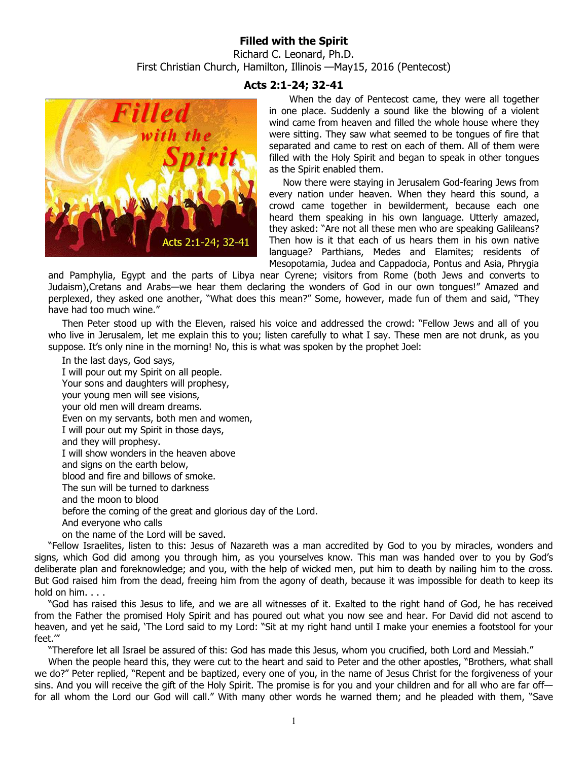# Filled with the Spirit

Richard C. Leonard, Ph.D.
First Christian Church, Hamilton, Illinois —May15, 2016 (Pentecost)

### Acts 2:1-24; 32-41

When the day of Pentecost came, they were all together in one place. Suddenly a sound like the blowing of a violent wind came from heaven and filled the whole house where they were sitting. They saw what seemed to be tongues of fire that separated and came to rest on each of them. All of them were filled with the Holy Spirit and began to speak in other tongues as the Spirit enabled them.

Now there were staying in Jerusalem God-fearing Jews from every nation under heaven. When they heard this sound, a crowd came together in bewilderment, because each one heard them speaking in his own language. Utterly amazed, they asked: "Are not all these men who are speaking Galileans? Then how is it that each of us hears them in his own native language? Parthians, Medes and Elamites; residents of Mesopotamia, Judea and Cappadocia, Pontus and Asia, Phrygia and Pamphylia, Egypt and the parts of Libya near Cyrene; visitors from Rome (both Jews and converts to Judaism),Cretans and Arabs—we hear them declaring the wonders of God in our own tongues!" Amazed and perplexed, they asked one another, "What does this mean?" Some, however, made fun of them and said, "They have had too much wine."

Then Peter stood up with the Eleven, raised his voice and addressed the crowd: "Fellow Jews and all of you who live in Jerusalem, let me explain this to you; listen carefully to what I say. These men are not drunk, as you suppose. It's only nine in the morning! No, this is what was spoken by the prophet Joel:

> In the last days, God says,
> I will pour out my Spirit on all people.
> Your sons and daughters will prophesy,
> your young men will see visions,
> your old men will dream dreams.
> Even on my servants, both men and women,
> I will pour out my Spirit in those days,
> and they will prophesy.
> I will show wonders in the heaven above
> and signs on the earth below,
> blood and fire and billows of smoke.
> The sun will be turned to darkness
> and the moon to blood
> before the coming of the great and glorious day of the Lord.
> And everyone who calls
> on the name of the Lord will be saved.

"Fellow Israelites, listen to this: Jesus of Nazareth was a man accredited by God to you by miracles, wonders and signs, which God did among you through him, as you yourselves know. This man was handed over to you by God's deliberate plan and foreknowledge; and you, with the help of wicked men, put him to death by nailing him to the cross. But God raised him from the dead, freeing him from the agony of death, because it was impossible for death to keep its hold on him. . . .

"God has raised this Jesus to life, and we are all witnesses of it. Exalted to the right hand of God, he has received from the Father the promised Holy Spirit and has poured out what you now see and hear. For David did not ascend to heaven, and yet he said, 'The Lord said to my Lord: "Sit at my right hand until I make your enemies a footstool for your feet."'

"Therefore let all Israel be assured of this: God has made this Jesus, whom you crucified, both Lord and Messiah."

When the people heard this, they were cut to the heart and said to Peter and the other apostles, "Brothers, what shall we do?" Peter replied, "Repent and be baptized, every one of you, in the name of Jesus Christ for the forgiveness of your sins. And you will receive the gift of the Holy Spirit. The promise is for you and your children and for all who are far off—for all whom the Lord our God will call." With many other words he warned them; and he pleaded with them, "Save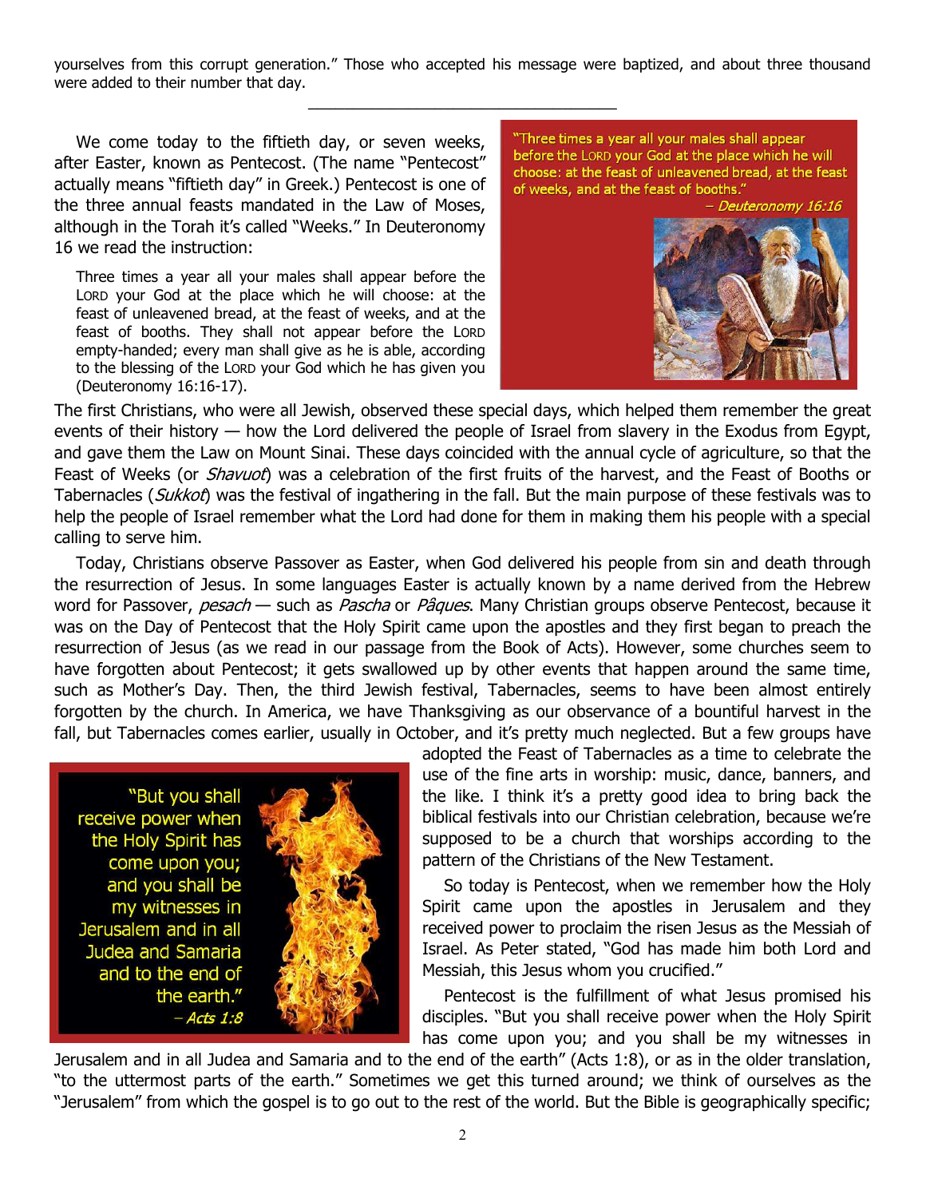yourselves from this corrupt generation." Those who accepted his message were baptized, and about three thousand were added to their number that day.

---

We come today to the fiftieth day, or seven weeks, after Easter, known as Pentecost. (The name "Pentecost" actually means "fiftieth day" in Greek.) Pentecost is one of the three annual feasts mandated in the Law of Moses, although in the Torah it's called "Weeks." In Deuteronomy 16 we read the instruction:

> Three times a year all your males shall appear before the LORD your God at the place which he will choose: at the feast of unleavened bread, at the feast of weeks, and at the feast of booths. They shall not appear before the LORD empty-handed; every man shall give as he is able, according to the blessing of the LORD your God which he has given you (Deuteronomy 16:16-17).

"Three times a year all your males shall appear before the LORD your God at the place which he will choose: at the feast of unleavened bread, at the feast of weeks, and at the feast of booths."
– *Deuteronomy 16:16*

The first Christians, who were all Jewish, observed these special days, which helped them remember the great events of their history — how the Lord delivered the people of Israel from slavery in the Exodus from Egypt, and gave them the Law on Mount Sinai. These days coincided with the annual cycle of agriculture, so that the Feast of Weeks (or *Shavuot*) was a celebration of the first fruits of the harvest, and the Feast of Booths or Tabernacles (*Sukkot*) was the festival of ingathering in the fall. But the main purpose of these festivals was to help the people of Israel remember what the Lord had done for them in making them his people with a special calling to serve him.

Today, Christians observe Passover as Easter, when God delivered his people from sin and death through the resurrection of Jesus. In some languages Easter is actually known by a name derived from the Hebrew word for Passover, *pesach* — such as *Pascha* or *Pâques*. Many Christian groups observe Pentecost, because it was on the Day of Pentecost that the Holy Spirit came upon the apostles and they first began to preach the resurrection of Jesus (as we read in our passage from the Book of Acts). However, some churches seem to have forgotten about Pentecost; it gets swallowed up by other events that happen around the same time, such as Mother's Day. Then, the third Jewish festival, Tabernacles, seems to have been almost entirely forgotten by the church. In America, we have Thanksgiving as our observance of a bountiful harvest in the fall, but Tabernacles comes earlier, usually in October, and it's pretty much neglected. But a few groups have adopted the Feast of Tabernacles as a time to celebrate the use of the fine arts in worship: music, dance, banners, and the like. I think it's a pretty good idea to bring back the biblical festivals into our Christian celebration, because we're supposed to be a church that worships according to the pattern of the Christians of the New Testament.

"But you shall receive power when the Holy Spirit has come upon you; and you shall be my witnesses in Jerusalem and in all Judea and Samaria and to the end of the earth."
– *Acts 1:8*

So today is Pentecost, when we remember how the Holy Spirit came upon the apostles in Jerusalem and they received power to proclaim the risen Jesus as the Messiah of Israel. As Peter stated, "God has made him both Lord and Messiah, this Jesus whom you crucified."

Pentecost is the fulfillment of what Jesus promised his disciples. "But you shall receive power when the Holy Spirit has come upon you; and you shall be my witnesses in Jerusalem and in all Judea and Samaria and to the end of the earth" (Acts 1:8), or as in the older translation, "to the uttermost parts of the earth." Sometimes we get this turned around; we think of ourselves as the "Jerusalem" from which the gospel is to go out to the rest of the world. But the Bible is geographically specific;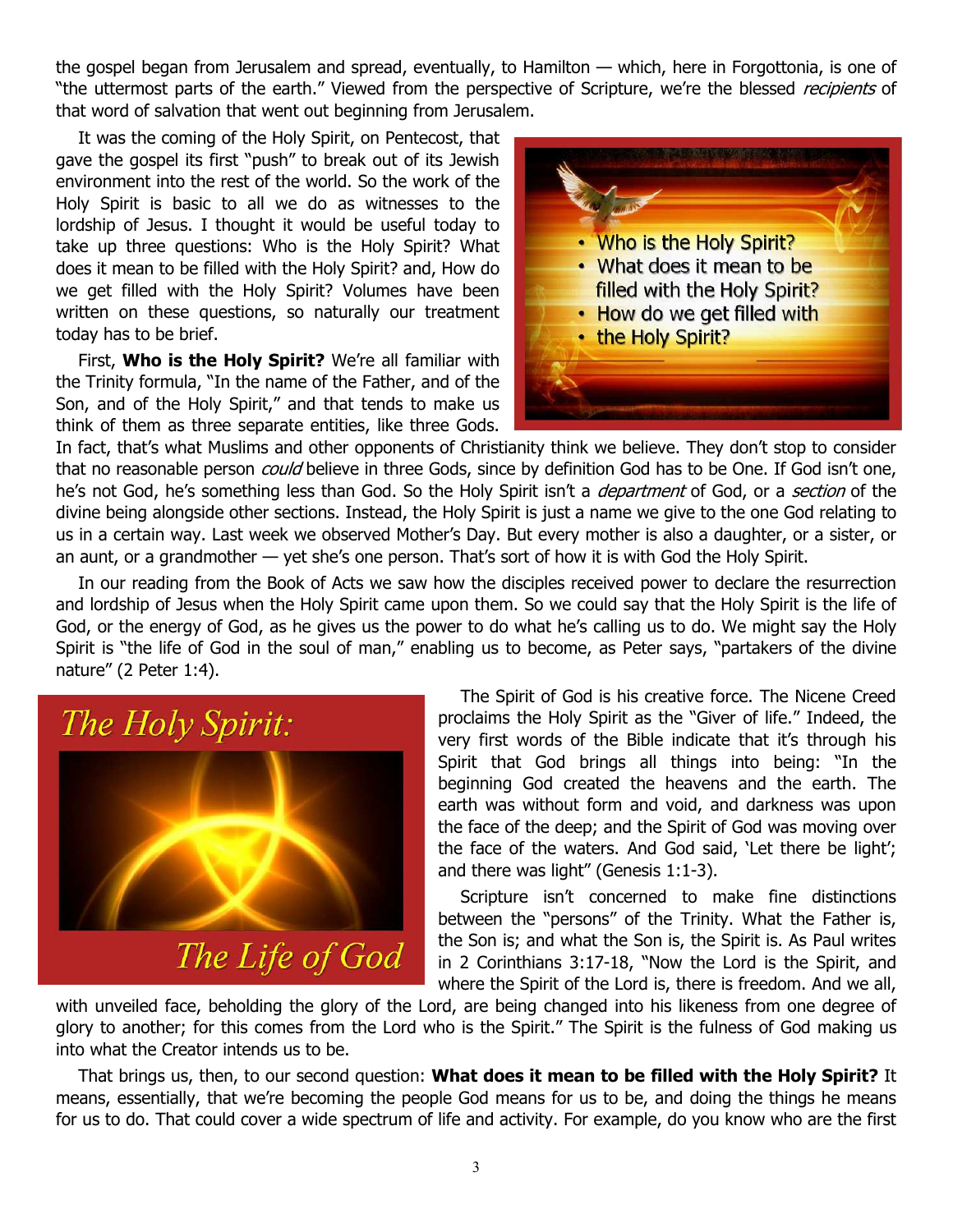the gospel began from Jerusalem and spread, eventually, to Hamilton — which, here in Forgottonia, is one of "the uttermost parts of the earth." Viewed from the perspective of Scripture, we're the blessed *recipients* of that word of salvation that went out beginning from Jerusalem.

It was the coming of the Holy Spirit, on Pentecost, that gave the gospel its first "push" to break out of its Jewish environment into the rest of the world. So the work of the Holy Spirit is basic to all we do as witnesses to the lordship of Jesus. I thought it would be useful today to take up three questions: Who is the Holy Spirit? What does it mean to be filled with the Holy Spirit? and, How do we get filled with the Holy Spirit? Volumes have been written on these questions, so naturally our treatment today has to be brief.

- Who is the Holy Spirit?
- What does it mean to be filled with the Holy Spirit?
- How do we get filled with
- the Holy Spirit?

First, **Who is the Holy Spirit?** We're all familiar with the Trinity formula, "In the name of the Father, and of the Son, and of the Holy Spirit," and that tends to make us think of them as three separate entities, like three Gods. In fact, that's what Muslims and other opponents of Christianity think we believe. They don't stop to consider that no reasonable person *could* believe in three Gods, since by definition God has to be One. If God isn't one, he's not God, he's something less than God. So the Holy Spirit isn't a *department* of God, or a *section* of the divine being alongside other sections. Instead, the Holy Spirit is just a name we give to the one God relating to us in a certain way. Last week we observed Mother's Day. But every mother is also a daughter, or a sister, or an aunt, or a grandmother — yet she's one person. That's sort of how it is with God the Holy Spirit.

In our reading from the Book of Acts we saw how the disciples received power to declare the resurrection and lordship of Jesus when the Holy Spirit came upon them. So we could say that the Holy Spirit is the life of God, or the energy of God, as he gives us the power to do what he's calling us to do. We might say the Holy Spirit is "the life of God in the soul of man," enabling us to become, as Peter says, "partakers of the divine nature" (2 Peter 1:4).

*The Holy Spirit:*

*The Life of God*

The Spirit of God is his creative force. The Nicene Creed proclaims the Holy Spirit as the "Giver of life." Indeed, the very first words of the Bible indicate that it's through his Spirit that God brings all things into being: "In the beginning God created the heavens and the earth. The earth was without form and void, and darkness was upon the face of the deep; and the Spirit of God was moving over the face of the waters. And God said, 'Let there be light'; and there was light" (Genesis 1:1-3).

Scripture isn't concerned to make fine distinctions between the "persons" of the Trinity. What the Father is, the Son is; and what the Son is, the Spirit is. As Paul writes in 2 Corinthians 3:17-18, "Now the Lord is the Spirit, and where the Spirit of the Lord is, there is freedom. And we all, with unveiled face, beholding the glory of the Lord, are being changed into his likeness from one degree of glory to another; for this comes from the Lord who is the Spirit." The Spirit is the fulness of God making us into what the Creator intends us to be.

That brings us, then, to our second question: **What does it mean to be filled with the Holy Spirit?** It means, essentially, that we're becoming the people God means for us to be, and doing the things he means for us to do. That could cover a wide spectrum of life and activity. For example, do you know who are the first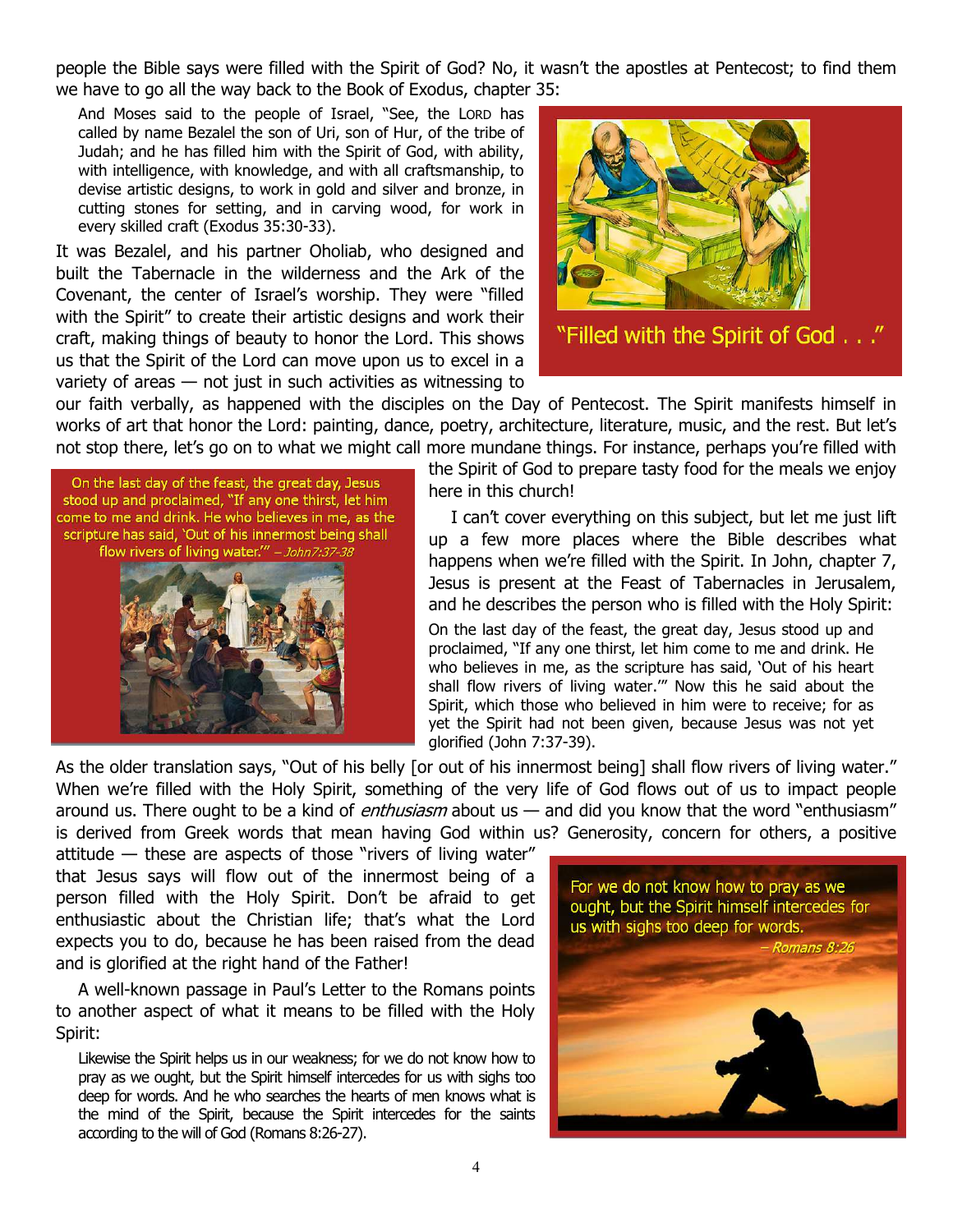people the Bible says were filled with the Spirit of God? No, it wasn't the apostles at Pentecost; to find them we have to go all the way back to the Book of Exodus, chapter 35:

> And Moses said to the people of Israel, "See, the LORD has called by name Bezalel the son of Uri, son of Hur, of the tribe of Judah; and he has filled him with the Spirit of God, with ability, with intelligence, with knowledge, and with all craftsmanship, to devise artistic designs, to work in gold and silver and bronze, in cutting stones for setting, and in carving wood, for work in every skilled craft (Exodus 35:30-33).

"Filled with the Spirit of God . . ."

It was Bezalel, and his partner Oholiab, who designed and built the Tabernacle in the wilderness and the Ark of the Covenant, the center of Israel's worship. They were "filled with the Spirit" to create their artistic designs and work their craft, making things of beauty to honor the Lord. This shows us that the Spirit of the Lord can move upon us to excel in a variety of areas — not just in such activities as witnessing to our faith verbally, as happened with the disciples on the Day of Pentecost. The Spirit manifests himself in works of art that honor the Lord: painting, dance, poetry, architecture, literature, music, and the rest. But let's not stop there, let's go on to what we might call more mundane things. For instance, perhaps you're filled with the Spirit of God to prepare tasty food for the meals we enjoy here in this church!

On the last day of the feast, the great day, Jesus stood up and proclaimed, "If any one thirst, let him come to me and drink. He who believes in me, as the scripture has said, 'Out of his innermost being shall flow rivers of living water.'" – *John7:37-38*

I can't cover everything on this subject, but let me just lift up a few more places where the Bible describes what happens when we're filled with the Spirit. In John, chapter 7, Jesus is present at the Feast of Tabernacles in Jerusalem, and he describes the person who is filled with the Holy Spirit:

> On the last day of the feast, the great day, Jesus stood up and proclaimed, "If any one thirst, let him come to me and drink. He who believes in me, as the scripture has said, 'Out of his heart shall flow rivers of living water.'" Now this he said about the Spirit, which those who believed in him were to receive; for as yet the Spirit had not been given, because Jesus was not yet glorified (John 7:37-39).

As the older translation says, "Out of his belly [or out of his innermost being] shall flow rivers of living water." When we're filled with the Holy Spirit, something of the very life of God flows out of us to impact people around us. There ought to be a kind of *enthusiasm* about us — and did you know that the word "enthusiasm" is derived from Greek words that mean having God within us? Generosity, concern for others, a positive attitude — these are aspects of those "rivers of living water" that Jesus says will flow out of the innermost being of a person filled with the Holy Spirit. Don't be afraid to get enthusiastic about the Christian life; that's what the Lord expects you to do, because he has been raised from the dead and is glorified at the right hand of the Father!

For we do not know how to pray as we ought, but the Spirit himself intercedes for us with sighs too deep for words. – *Romans 8:26*

A well-known passage in Paul's Letter to the Romans points to another aspect of what it means to be filled with the Holy Spirit:

> Likewise the Spirit helps us in our weakness; for we do not know how to pray as we ought, but the Spirit himself intercedes for us with sighs too deep for words. And he who searches the hearts of men knows what is the mind of the Spirit, because the Spirit intercedes for the saints according to the will of God (Romans 8:26-27).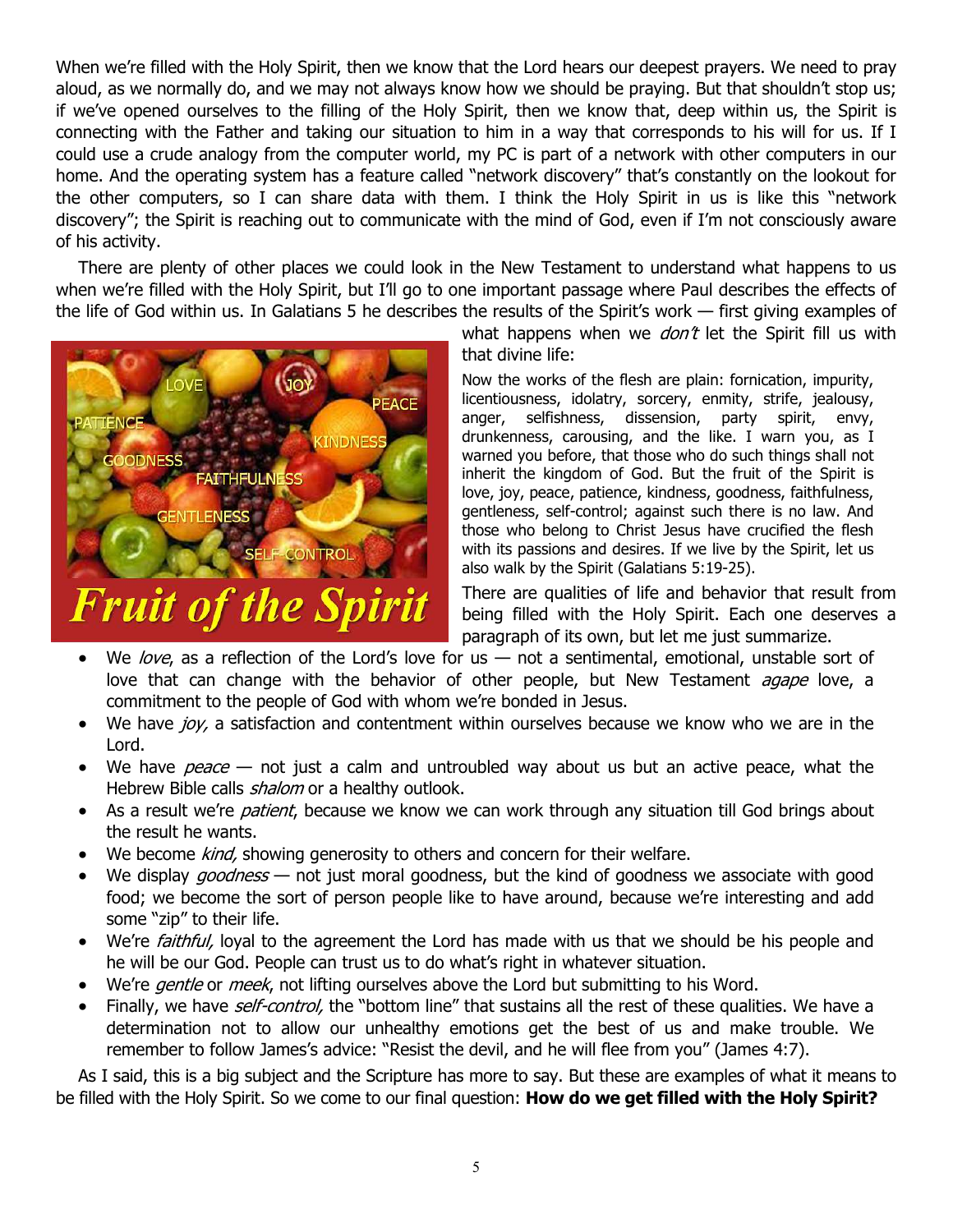When we're filled with the Holy Spirit, then we know that the Lord hears our deepest prayers. We need to pray aloud, as we normally do, and we may not always know how we should be praying. But that shouldn't stop us; if we've opened ourselves to the filling of the Holy Spirit, then we know that, deep within us, the Spirit is connecting with the Father and taking our situation to him in a way that corresponds to his will for us. If I could use a crude analogy from the computer world, my PC is part of a network with other computers in our home. And the operating system has a feature called "network discovery" that's constantly on the lookout for the other computers, so I can share data with them. I think the Holy Spirit in us is like this "network discovery"; the Spirit is reaching out to communicate with the mind of God, even if I'm not consciously aware of his activity.

There are plenty of other places we could look in the New Testament to understand what happens to us when we're filled with the Holy Spirit, but I'll go to one important passage where Paul describes the effects of the life of God within us. In Galatians 5 he describes the results of the Spirit's work — first giving examples of what happens when we *don't* let the Spirit fill us with that divine life:

> Now the works of the flesh are plain: fornication, impurity, licentiousness, idolatry, sorcery, enmity, strife, jealousy, anger, selfishness, dissension, party spirit, envy, drunkenness, carousing, and the like. I warn you, as I warned you before, that those who do such things shall not inherit the kingdom of God. But the fruit of the Spirit is love, joy, peace, patience, kindness, goodness, faithfulness, gentleness, self-control; against such there is no law. And those who belong to Christ Jesus have crucified the flesh with its passions and desires. If we live by the Spirit, let us also walk by the Spirit (Galatians 5:19-25).

There are qualities of life and behavior that result from being filled with the Holy Spirit. Each one deserves a paragraph of its own, but let me just summarize.

- We *love*, as a reflection of the Lord's love for us — not a sentimental, emotional, unstable sort of love that can change with the behavior of other people, but New Testament *agape* love, a commitment to the people of God with whom we're bonded in Jesus.
- We have *joy,* a satisfaction and contentment within ourselves because we know who we are in the Lord.
- We have *peace* — not just a calm and untroubled way about us but an active peace, what the Hebrew Bible calls *shalom* or a healthy outlook.
- As a result we're *patient*, because we know we can work through any situation till God brings about the result he wants.
- We become *kind,* showing generosity to others and concern for their welfare.
- We display *goodness* — not just moral goodness, but the kind of goodness we associate with good food; we become the sort of person people like to have around, because we're interesting and add some "zip" to their life.
- We're *faithful,* loyal to the agreement the Lord has made with us that we should be his people and he will be our God. People can trust us to do what's right in whatever situation.
- We're *gentle* or *meek*, not lifting ourselves above the Lord but submitting to his Word.
- Finally, we have *self-control,* the "bottom line" that sustains all the rest of these qualities. We have a determination not to allow our unhealthy emotions get the best of us and make trouble. We remember to follow James's advice: "Resist the devil, and he will flee from you" (James 4:7).

As I said, this is a big subject and the Scripture has more to say. But these are examples of what it means to be filled with the Holy Spirit. So we come to our final question: **How do we get filled with the Holy Spirit?**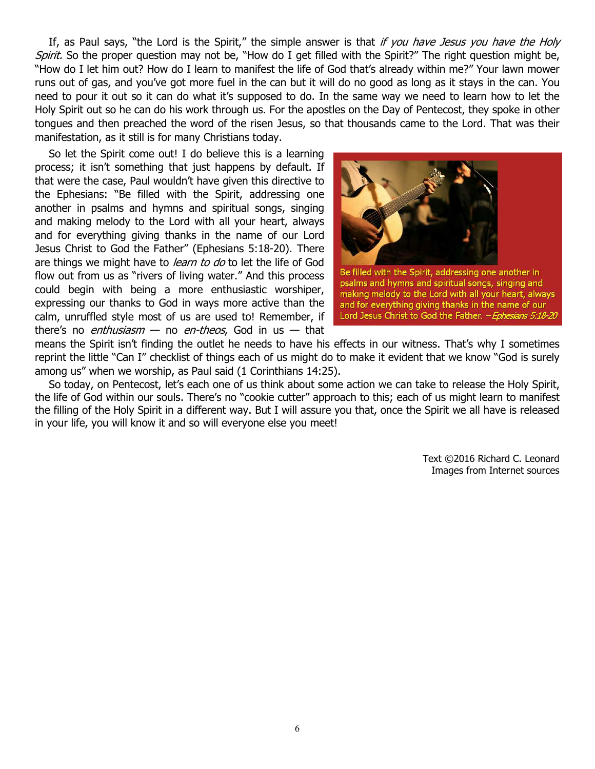If, as Paul says, "the Lord is the Spirit," the simple answer is that *if you have Jesus you have the Holy Spirit.* So the proper question may not be, "How do I get filled with the Spirit?" The right question might be, "How do I let him out? How do I learn to manifest the life of God that's already within me?" Your lawn mower runs out of gas, and you've got more fuel in the can but it will do no good as long as it stays in the can. You need to pour it out so it can do what it's supposed to do. In the same way we need to learn how to let the Holy Spirit out so he can do his work through us. For the apostles on the Day of Pentecost, they spoke in other tongues and then preached the word of the risen Jesus, so that thousands came to the Lord. That was their manifestation, as it still is for many Christians today.

So let the Spirit come out! I do believe this is a learning process; it isn't something that just happens by default. If that were the case, Paul wouldn't have given this directive to the Ephesians: "Be filled with the Spirit, addressing one another in psalms and hymns and spiritual songs, singing and making melody to the Lord with all your heart, always and for everything giving thanks in the name of our Lord Jesus Christ to God the Father" (Ephesians 5:18-20). There are things we might have to *learn to do* to let the life of God flow out from us as "rivers of living water." And this process could begin with being a more enthusiastic worshiper, expressing our thanks to God in ways more active than the calm, unruffled style most of us are used to! Remember, if there's no *enthusiasm* — no *en-theos*, God in us — that means the Spirit isn't finding the outlet he needs to have his effects in our witness. That's why I sometimes reprint the little "Can I" checklist of things each of us might do to make it evident that we know "God is surely among us" when we worship, as Paul said (1 Corinthians 14:25).

Be filled with the Spirit, addressing one another in psalms and hymns and spiritual songs, singing and making melody to the Lord with all your heart, always and for everything giving thanks in the name of our Lord Jesus Christ to God the Father. *–Ephesians 5:18-20*

So today, on Pentecost, let's each one of us think about some action we can take to release the Holy Spirit, the life of God within our souls. There's no "cookie cutter" approach to this; each of us might learn to manifest the filling of the Holy Spirit in a different way. But I will assure you that, once the Spirit we all have is released in your life, you will know it and so will everyone else you meet!

Text ©2016 Richard C. Leonard
Images from Internet sources